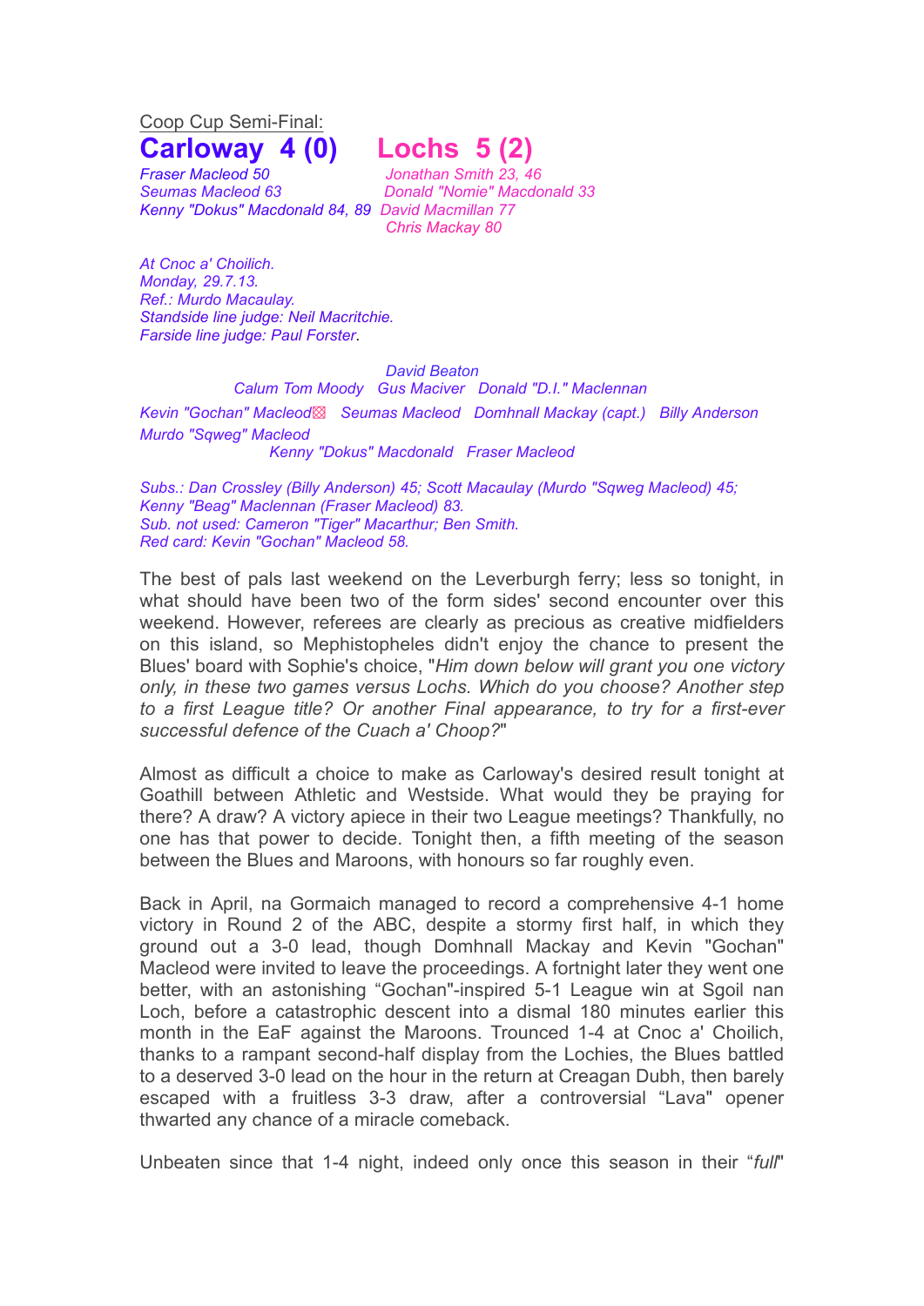Coop Cup Semi-Final:

# Carloway 4 (0) Lochs 5 (2)

*Fraser Macleod 50* | *Jonathan Smith 23, 46*
*Seumas Macleod 63* | *Donald "Nomie" Macdonald 33*
*Kenny "Dokus" Macdonald 84, 89* | *David Macmillan 77*
| *Chris Mackay 80*

*At Cnoc a' Choilich.*
*Monday, 29.7.13.*
*Ref.: Murdo Macaulay.*
*Standside line judge: Neil Macritchie.*
*Farside line judge: Paul Forster.*

*David Beaton*
*Calum Tom Moody Gus Maciver Donald "D.I." Maclennan*
*Kevin "Gochan" Macleod▧ Seumas Macleod Domhnall Mackay (capt.) Billy Anderson*
*Murdo "Sqweg" Macleod*
*Kenny "Dokus" Macdonald Fraser Macleod*

*Subs.: Dan Crossley (Billy Anderson) 45; Scott Macaulay (Murdo "Sqweg Macleod) 45;*
*Kenny "Beag" Maclennan (Fraser Macleod) 83.*
*Sub. not used: Cameron "Tiger" Macarthur; Ben Smith.*
*Red card: Kevin "Gochan" Macleod 58.*

The best of pals last weekend on the Leverburgh ferry; less so tonight, in what should have been two of the form sides' second encounter over this weekend. However, referees are clearly as precious as creative midfielders on this island, so Mephistopheles didn't enjoy the chance to present the Blues' board with Sophie's choice, "*Him down below will grant you one victory only, in these two games versus Lochs. Which do you choose? Another step to a first League title? Or another Final appearance, to try for a first-ever successful defence of the Cuach a' Choop?*"

Almost as difficult a choice to make as Carloway's desired result tonight at Goathill between Athletic and Westside. What would they be praying for there? A draw? A victory apiece in their two League meetings? Thankfully, no one has that power to decide. Tonight then, a fifth meeting of the season between the Blues and Maroons, with honours so far roughly even.

Back in April, na Gormaich managed to record a comprehensive 4-1 home victory in Round 2 of the ABC, despite a stormy first half, in which they ground out a 3-0 lead, though Domhnall Mackay and Kevin "Gochan" Macleod were invited to leave the proceedings. A fortnight later they went one better, with an astonishing "Gochan"-inspired 5-1 League win at Sgoil nan Loch, before a catastrophic descent into a dismal 180 minutes earlier this month in the EaF against the Maroons. Trounced 1-4 at Cnoc a' Choilich, thanks to a rampant second-half display from the Lochies, the Blues battled to a deserved 3-0 lead on the hour in the return at Creagan Dubh, then barely escaped with a fruitless 3-3 draw, after a controversial "Lava" opener thwarted any chance of a miracle comeback.

Unbeaten since that 1-4 night, indeed only once this season in their "*full*"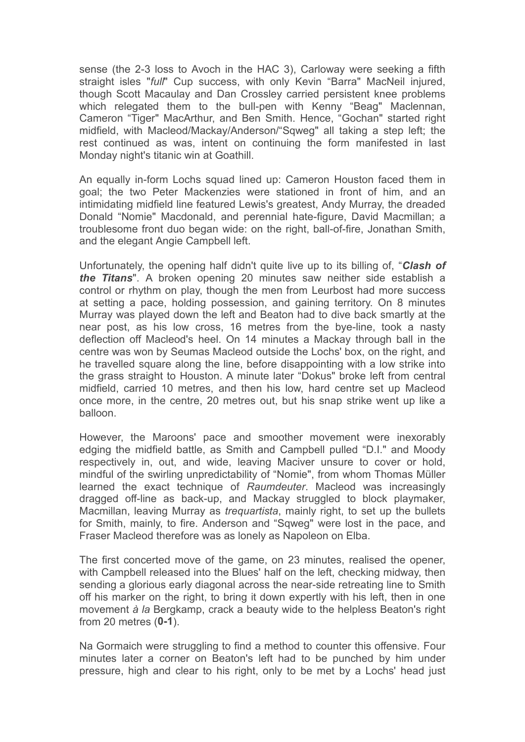sense (the 2-3 loss to Avoch in the HAC 3), Carloway were seeking a fifth straight isles "*full*" Cup success, with only Kevin "Barra" MacNeil injured, though Scott Macaulay and Dan Crossley carried persistent knee problems which relegated them to the bull-pen with Kenny "Beag" Maclennan, Cameron "Tiger" MacArthur, and Ben Smith. Hence, "Gochan" started right midfield, with Macleod/Mackay/Anderson/"Sqweg" all taking a step left; the rest continued as was, intent on continuing the form manifested in last Monday night's titanic win at Goathill.

An equally in-form Lochs squad lined up: Cameron Houston faced them in goal; the two Peter Mackenzies were stationed in front of him, and an intimidating midfield line featured Lewis's greatest, Andy Murray, the dreaded Donald "Nomie" Macdonald, and perennial hate-figure, David Macmillan; a troublesome front duo began wide: on the right, ball-of-fire, Jonathan Smith, and the elegant Angie Campbell left.

Unfortunately, the opening half didn't quite live up to its billing of, "***Clash of the Titans***". A broken opening 20 minutes saw neither side establish a control or rhythm on play, though the men from Leurbost had more success at setting a pace, holding possession, and gaining territory. On 8 minutes Murray was played down the left and Beaton had to dive back smartly at the near post, as his low cross, 16 metres from the bye-line, took a nasty deflection off Macleod's heel. On 14 minutes a Mackay through ball in the centre was won by Seumas Macleod outside the Lochs' box, on the right, and he travelled square along the line, before disappointing with a low strike into the grass straight to Houston. A minute later "Dokus" broke left from central midfield, carried 10 metres, and then his low, hard centre set up Macleod once more, in the centre, 20 metres out, but his snap strike went up like a balloon.

However, the Maroons' pace and smoother movement were inexorably edging the midfield battle, as Smith and Campbell pulled "D.I." and Moody respectively in, out, and wide, leaving Maciver unsure to cover or hold, mindful of the swirling unpredictability of "Nomie", from whom Thomas Müller learned the exact technique of *Raumdeuter*. Macleod was increasingly dragged off-line as back-up, and Mackay struggled to block playmaker, Macmillan, leaving Murray as *trequartista*, mainly right, to set up the bullets for Smith, mainly, to fire. Anderson and "Sqweg" were lost in the pace, and Fraser Macleod therefore was as lonely as Napoleon on Elba.

The first concerted move of the game, on 23 minutes, realised the opener, with Campbell released into the Blues' half on the left, checking midway, then sending a glorious early diagonal across the near-side retreating line to Smith off his marker on the right, to bring it down expertly with his left, then in one movement *à la* Bergkamp, crack a beauty wide to the helpless Beaton's right from 20 metres (**0-1**).

Na Gormaich were struggling to find a method to counter this offensive. Four minutes later a corner on Beaton's left had to be punched by him under pressure, high and clear to his right, only to be met by a Lochs' head just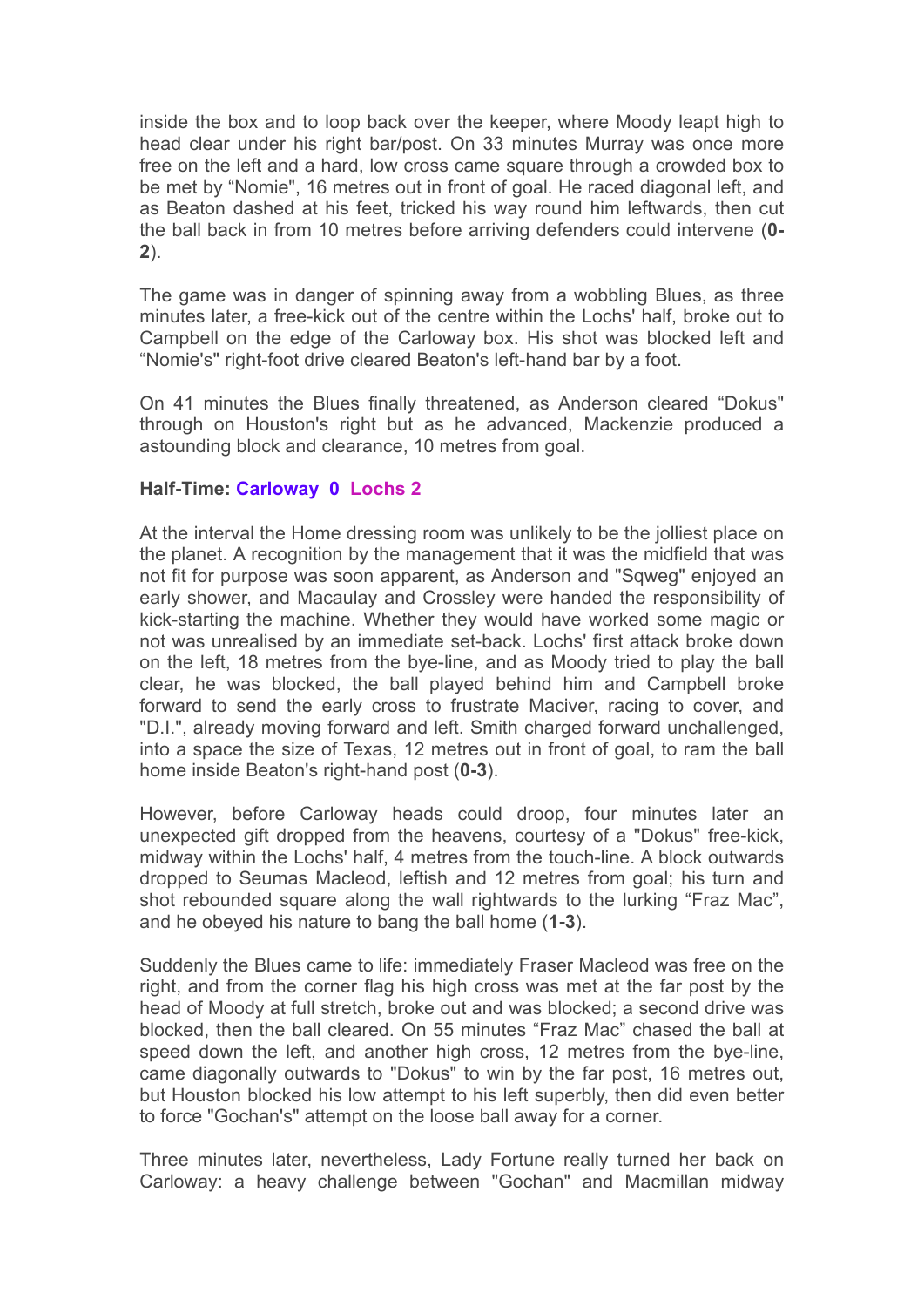inside the box and to loop back over the keeper, where Moody leapt high to head clear under his right bar/post. On 33 minutes Murray was once more free on the left and a hard, low cross came square through a crowded box to be met by "Nomie", 16 metres out in front of goal. He raced diagonal left, and as Beaton dashed at his feet, tricked his way round him leftwards, then cut the ball back in from 10 metres before arriving defenders could intervene (**0-2**).

The game was in danger of spinning away from a wobbling Blues, as three minutes later, a free-kick out of the centre within the Lochs' half, broke out to Campbell on the edge of the Carloway box. His shot was blocked left and "Nomie's" right-foot drive cleared Beaton's left-hand bar by a foot.

On 41 minutes the Blues finally threatened, as Anderson cleared "Dokus" through on Houston's right but as he advanced, Mackenzie produced a astounding block and clearance, 10 metres from goal.

**Half-Time: Carloway 0 Lochs 2**

At the interval the Home dressing room was unlikely to be the jolliest place on the planet. A recognition by the management that it was the midfield that was not fit for purpose was soon apparent, as Anderson and "Sqweg" enjoyed an early shower, and Macaulay and Crossley were handed the responsibility of kick-starting the machine. Whether they would have worked some magic or not was unrealised by an immediate set-back. Lochs' first attack broke down on the left, 18 metres from the bye-line, and as Moody tried to play the ball clear, he was blocked, the ball played behind him and Campbell broke forward to send the early cross to frustrate Maciver, racing to cover, and "D.I.", already moving forward and left. Smith charged forward unchallenged, into a space the size of Texas, 12 metres out in front of goal, to ram the ball home inside Beaton's right-hand post (**0-3**).

However, before Carloway heads could droop, four minutes later an unexpected gift dropped from the heavens, courtesy of a "Dokus" free-kick, midway within the Lochs' half, 4 metres from the touch-line. A block outwards dropped to Seumas Macleod, leftish and 12 metres from goal; his turn and shot rebounded square along the wall rightwards to the lurking "Fraz Mac", and he obeyed his nature to bang the ball home (**1-3**).

Suddenly the Blues came to life: immediately Fraser Macleod was free on the right, and from the corner flag his high cross was met at the far post by the head of Moody at full stretch, broke out and was blocked; a second drive was blocked, then the ball cleared. On 55 minutes "Fraz Mac" chased the ball at speed down the left, and another high cross, 12 metres from the bye-line, came diagonally outwards to "Dokus" to win by the far post, 16 metres out, but Houston blocked his low attempt to his left superbly, then did even better to force "Gochan's" attempt on the loose ball away for a corner.

Three minutes later, nevertheless, Lady Fortune really turned her back on Carloway: a heavy challenge between "Gochan" and Macmillan midway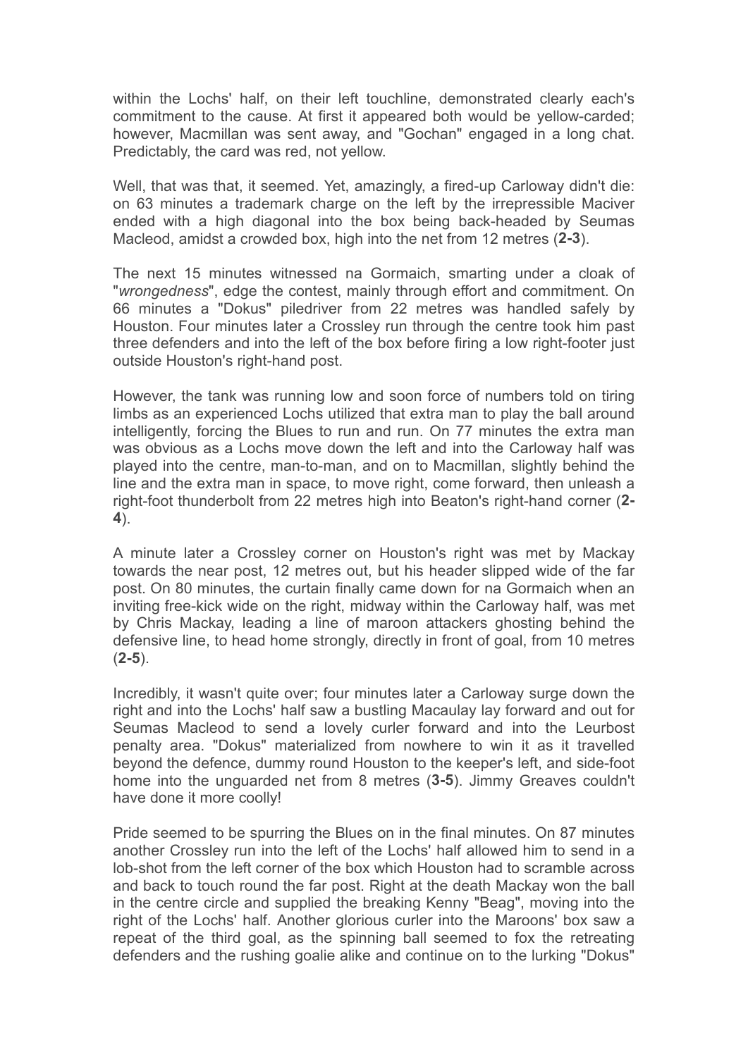within the Lochs' half, on their left touchline, demonstrated clearly each's commitment to the cause. At first it appeared both would be yellow-carded; however, Macmillan was sent away, and "Gochan" engaged in a long chat. Predictably, the card was red, not yellow.

Well, that was that, it seemed. Yet, amazingly, a fired-up Carloway didn't die: on 63 minutes a trademark charge on the left by the irrepressible Maciver ended with a high diagonal into the box being back-headed by Seumas Macleod, amidst a crowded box, high into the net from 12 metres (**2-3**).

The next 15 minutes witnessed na Gormaich, smarting under a cloak of "*wrongedness*", edge the contest, mainly through effort and commitment. On 66 minutes a "Dokus" piledriver from 22 metres was handled safely by Houston. Four minutes later a Crossley run through the centre took him past three defenders and into the left of the box before firing a low right-footer just outside Houston's right-hand post.

However, the tank was running low and soon force of numbers told on tiring limbs as an experienced Lochs utilized that extra man to play the ball around intelligently, forcing the Blues to run and run. On 77 minutes the extra man was obvious as a Lochs move down the left and into the Carloway half was played into the centre, man-to-man, and on to Macmillan, slightly behind the line and the extra man in space, to move right, come forward, then unleash a right-foot thunderbolt from 22 metres high into Beaton's right-hand corner (**2-4**).

A minute later a Crossley corner on Houston's right was met by Mackay towards the near post, 12 metres out, but his header slipped wide of the far post. On 80 minutes, the curtain finally came down for na Gormaich when an inviting free-kick wide on the right, midway within the Carloway half, was met by Chris Mackay, leading a line of maroon attackers ghosting behind the defensive line, to head home strongly, directly in front of goal, from 10 metres (**2-5**).

Incredibly, it wasn't quite over; four minutes later a Carloway surge down the right and into the Lochs' half saw a bustling Macaulay lay forward and out for Seumas Macleod to send a lovely curler forward and into the Leurbost penalty area. "Dokus" materialized from nowhere to win it as it travelled beyond the defence, dummy round Houston to the keeper's left, and side-foot home into the unguarded net from 8 metres (**3-5**). Jimmy Greaves couldn't have done it more coolly!

Pride seemed to be spurring the Blues on in the final minutes. On 87 minutes another Crossley run into the left of the Lochs' half allowed him to send in a lob-shot from the left corner of the box which Houston had to scramble across and back to touch round the far post. Right at the death Mackay won the ball in the centre circle and supplied the breaking Kenny "Beag", moving into the right of the Lochs' half. Another glorious curler into the Maroons' box saw a repeat of the third goal, as the spinning ball seemed to fox the retreating defenders and the rushing goalie alike and continue on to the lurking "Dokus"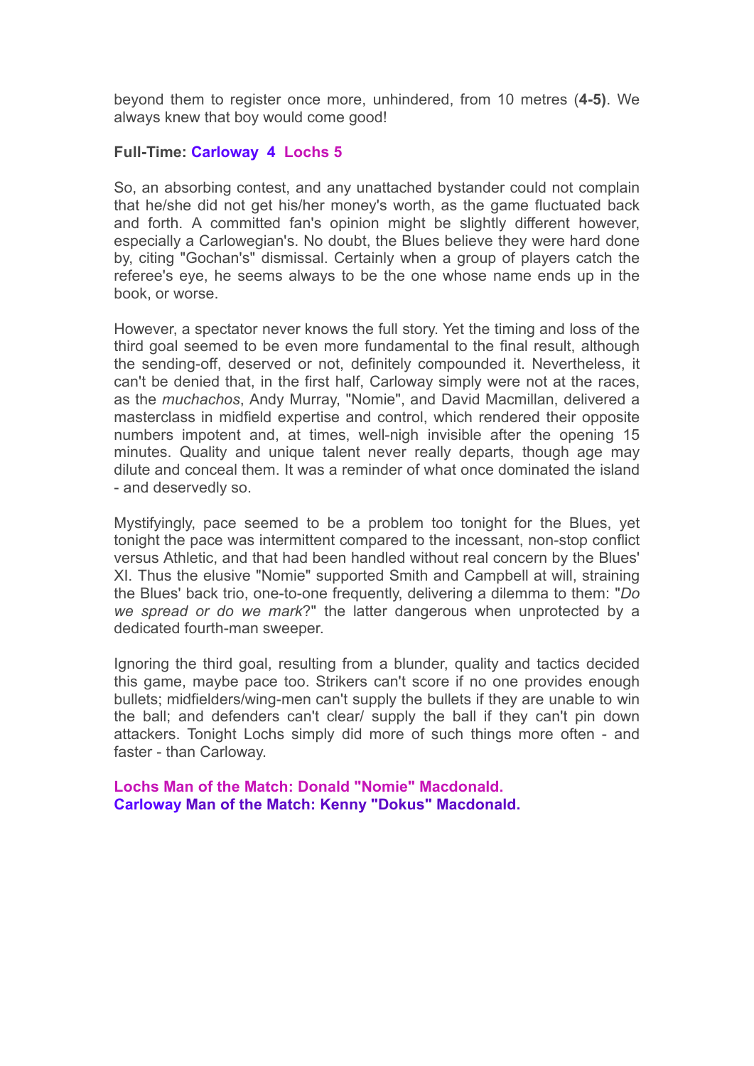beyond them to register once more, unhindered, from 10 metres (**4-5)**. We always knew that boy would come good!

**Full-Time: Carloway 4 Lochs 5**

So, an absorbing contest, and any unattached bystander could not complain that he/she did not get his/her money's worth, as the game fluctuated back and forth. A committed fan's opinion might be slightly different however, especially a Carlowegian's. No doubt, the Blues believe they were hard done by, citing "Gochan's" dismissal. Certainly when a group of players catch the referee's eye, he seems always to be the one whose name ends up in the book, or worse.

However, a spectator never knows the full story. Yet the timing and loss of the third goal seemed to be even more fundamental to the final result, although the sending-off, deserved or not, definitely compounded it. Nevertheless, it can't be denied that, in the first half, Carloway simply were not at the races, as the *muchachos*, Andy Murray, "Nomie", and David Macmillan, delivered a masterclass in midfield expertise and control, which rendered their opposite numbers impotent and, at times, well-nigh invisible after the opening 15 minutes. Quality and unique talent never really departs, though age may dilute and conceal them. It was a reminder of what once dominated the island - and deservedly so.

Mystifyingly, pace seemed to be a problem too tonight for the Blues, yet tonight the pace was intermittent compared to the incessant, non-stop conflict versus Athletic, and that had been handled without real concern by the Blues' XI. Thus the elusive "Nomie" supported Smith and Campbell at will, straining the Blues' back trio, one-to-one frequently, delivering a dilemma to them: "*Do we spread or do we mark*?" the latter dangerous when unprotected by a dedicated fourth-man sweeper.

Ignoring the third goal, resulting from a blunder, quality and tactics decided this game, maybe pace too. Strikers can't score if no one provides enough bullets; midfielders/wing-men can't supply the bullets if they are unable to win the ball; and defenders can't clear/ supply the ball if they can't pin down attackers. Tonight Lochs simply did more of such things more often - and faster - than Carloway.

**Lochs Man of the Match: Donald "Nomie" Macdonald.**
**Carloway Man of the Match: Kenny "Dokus" Macdonald.**